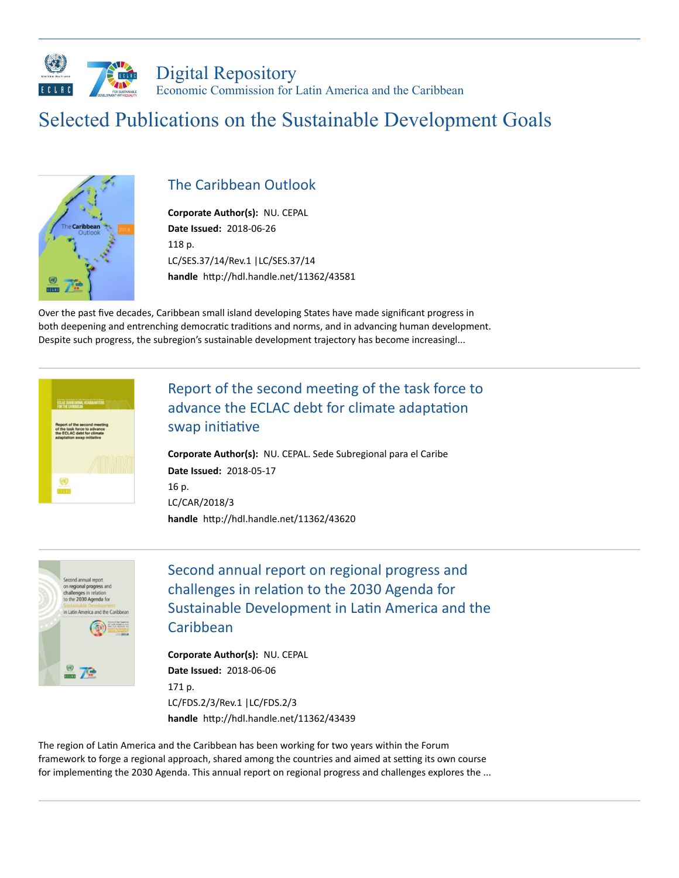Digital Repository
Economic Commission for Latin America and the Caribbean

# Selected Publications on the Sustainable Development Goals

## The Caribbean Outlook

**Corporate Author(s):** NU. CEPAL
**Date Issued:** 2018-06-26
118 p.
LC/SES.37/14/Rev.1 |LC/SES.37/14
**handle** http://hdl.handle.net/11362/43581

Over the past five decades, Caribbean small island developing States have made significant progress in both deepening and entrenching democratic traditions and norms, and in advancing human development. Despite such progress, the subregion's sustainable development trajectory has become increasingl...

## Report of the second meeting of the task force to advance the ECLAC debt for climate adaptation swap initiative

**Corporate Author(s):** NU. CEPAL. Sede Subregional para el Caribe
**Date Issued:** 2018-05-17
16 p.
LC/CAR/2018/3
**handle** http://hdl.handle.net/11362/43620

## Second annual report on regional progress and challenges in relation to the 2030 Agenda for Sustainable Development in Latin America and the Caribbean

**Corporate Author(s):** NU. CEPAL
**Date Issued:** 2018-06-06
171 p.
LC/FDS.2/3/Rev.1 |LC/FDS.2/3
**handle** http://hdl.handle.net/11362/43439

The region of Latin America and the Caribbean has been working for two years within the Forum framework to forge a regional approach, shared among the countries and aimed at setting its own course for implementing the 2030 Agenda. This annual report on regional progress and challenges explores the ...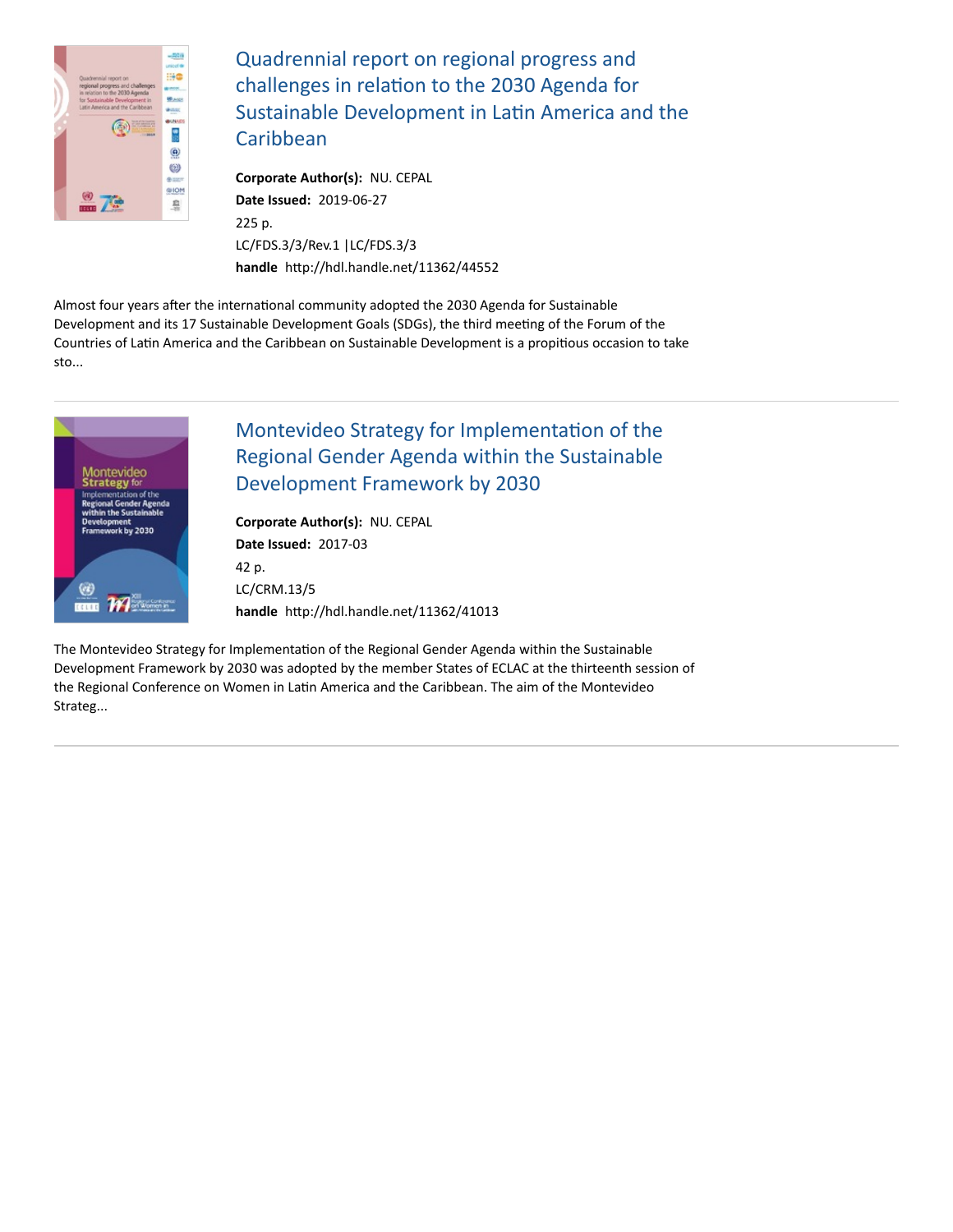## Quadrennial report on regional progress and challenges in relation to the 2030 Agenda for Sustainable Development in Latin America and the Caribbean

**Corporate Author(s):** NU. CEPAL
**Date Issued:** 2019-06-27
225 p.
LC/FDS.3/3/Rev.1 |LC/FDS.3/3
**handle** http://hdl.handle.net/11362/44552

Almost four years after the international community adopted the 2030 Agenda for Sustainable Development and its 17 Sustainable Development Goals (SDGs), the third meeting of the Forum of the Countries of Latin America and the Caribbean on Sustainable Development is a propitious occasion to take sto...

---

## Montevideo Strategy for Implementation of the Regional Gender Agenda within the Sustainable Development Framework by 2030

**Corporate Author(s):** NU. CEPAL
**Date Issued:** 2017-03
42 p.
LC/CRM.13/5
**handle** http://hdl.handle.net/11362/41013

The Montevideo Strategy for Implementation of the Regional Gender Agenda within the Sustainable Development Framework by 2030 was adopted by the member States of ECLAC at the thirteenth session of the Regional Conference on Women in Latin America and the Caribbean. The aim of the Montevideo Strateg...

---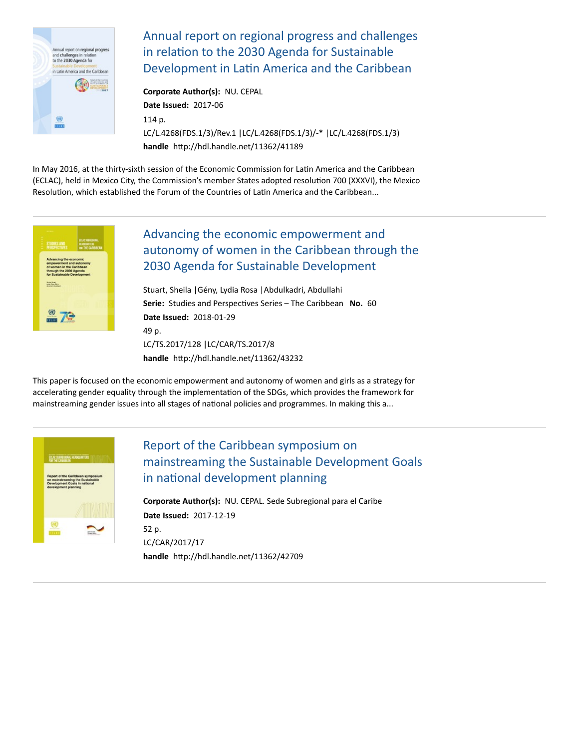## Annual report on regional progress and challenges in relation to the 2030 Agenda for Sustainable Development in Latin America and the Caribbean

**Corporate Author(s):** NU. CEPAL

**Date Issued:** 2017-06

114 p.

LC/L.4268(FDS.1/3)/Rev.1 |LC/L.4268(FDS.1/3)/-* |LC/L.4268(FDS.1/3)

**handle** http://hdl.handle.net/11362/41189

In May 2016, at the thirty-sixth session of the Economic Commission for Latin America and the Caribbean (ECLAC), held in Mexico City, the Commission's member States adopted resolution 700 (XXXVI), the Mexico Resolution, which established the Forum of the Countries of Latin America and the Caribbean...

---

## Advancing the economic empowerment and autonomy of women in the Caribbean through the 2030 Agenda for Sustainable Development

Stuart, Sheila |Gény, Lydia Rosa |Abdulkadri, Abdullahi

**Serie:** Studies and Perspectives Series – The Caribbean **No.** 60

**Date Issued:** 2018-01-29

49 p.

LC/TS.2017/128 |LC/CAR/TS.2017/8

**handle** http://hdl.handle.net/11362/43232

This paper is focused on the economic empowerment and autonomy of women and girls as a strategy for accelerating gender equality through the implementation of the SDGs, which provides the framework for mainstreaming gender issues into all stages of national policies and programmes. In making this a...

---

## Report of the Caribbean symposium on mainstreaming the Sustainable Development Goals in national development planning

**Corporate Author(s):** NU. CEPAL. Sede Subregional para el Caribe

**Date Issued:** 2017-12-19

52 p.

LC/CAR/2017/17

**handle** http://hdl.handle.net/11362/42709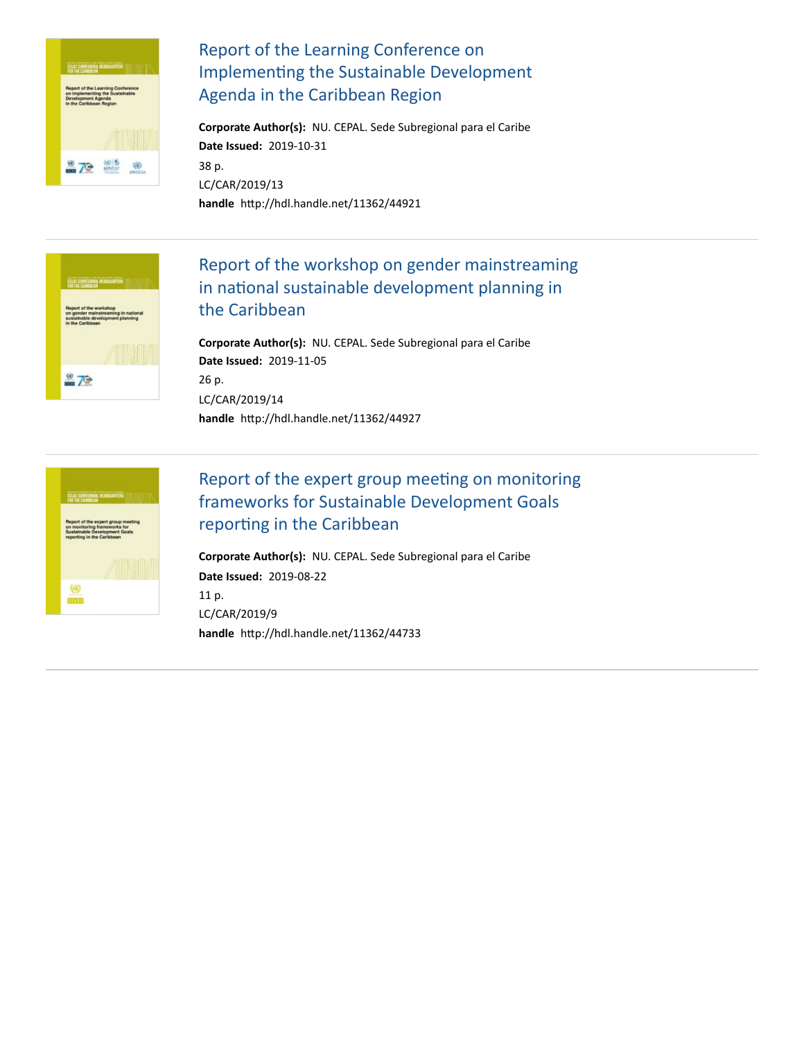## Report of the Learning Conference on Implementing the Sustainable Development Agenda in the Caribbean Region

**Corporate Author(s):** NU. CEPAL. Sede Subregional para el Caribe
**Date Issued:** 2019-10-31
38 p.
LC/CAR/2019/13
**handle** http://hdl.handle.net/11362/44921

---

## Report of the workshop on gender mainstreaming in national sustainable development planning in the Caribbean

**Corporate Author(s):** NU. CEPAL. Sede Subregional para el Caribe
**Date Issued:** 2019-11-05
26 p.
LC/CAR/2019/14
**handle** http://hdl.handle.net/11362/44927

---

## Report of the expert group meeting on monitoring frameworks for Sustainable Development Goals reporting in the Caribbean

**Corporate Author(s):** NU. CEPAL. Sede Subregional para el Caribe
**Date Issued:** 2019-08-22
11 p.
LC/CAR/2019/9
**handle** http://hdl.handle.net/11362/44733

---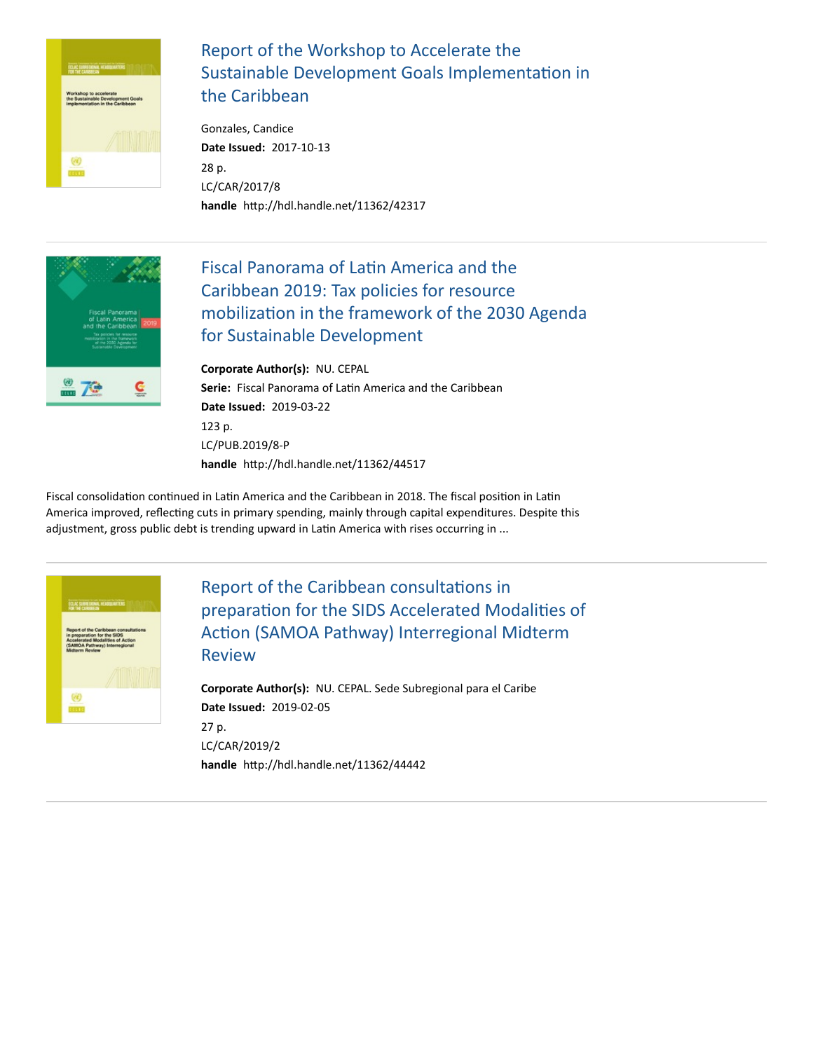## Report of the Workshop to Accelerate the Sustainable Development Goals Implementation in the Caribbean

Gonzales, Candice
**Date Issued:** 2017-10-13
28 p.
LC/CAR/2017/8
**handle** http://hdl.handle.net/11362/42317

---

## Fiscal Panorama of Latin America and the Caribbean 2019: Tax policies for resource mobilization in the framework of the 2030 Agenda for Sustainable Development

**Corporate Author(s):** NU. CEPAL
**Serie:** Fiscal Panorama of Latin America and the Caribbean
**Date Issued:** 2019-03-22
123 p.
LC/PUB.2019/8-P
**handle** http://hdl.handle.net/11362/44517

Fiscal consolidation continued in Latin America and the Caribbean in 2018. The fiscal position in Latin America improved, reflecting cuts in primary spending, mainly through capital expenditures. Despite this adjustment, gross public debt is trending upward in Latin America with rises occurring in ...

---

## Report of the Caribbean consultations in preparation for the SIDS Accelerated Modalities of Action (SAMOA Pathway) Interregional Midterm Review

**Corporate Author(s):** NU. CEPAL. Sede Subregional para el Caribe
**Date Issued:** 2019-02-05
27 p.
LC/CAR/2019/2
**handle** http://hdl.handle.net/11362/44442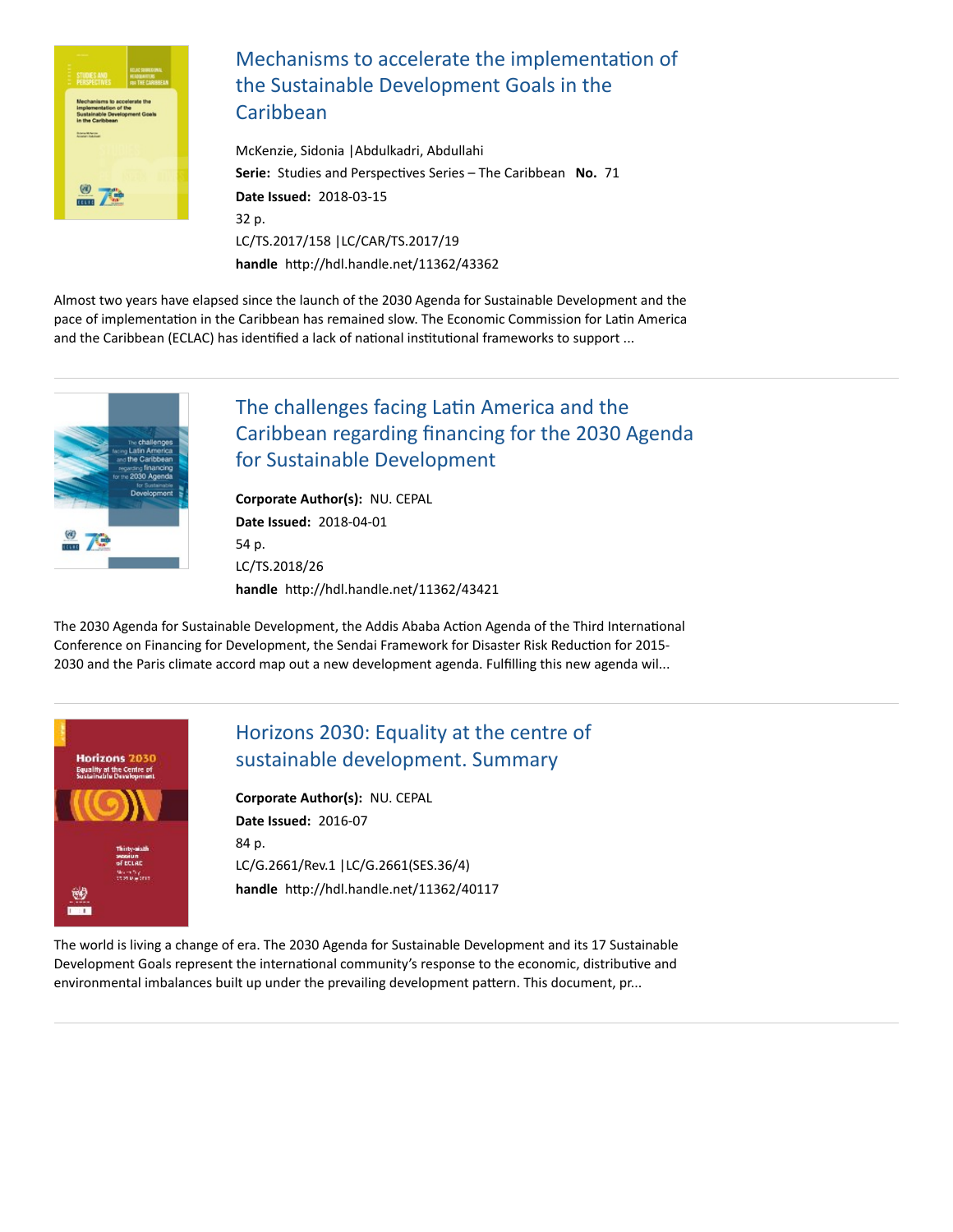## Mechanisms to accelerate the implementation of the Sustainable Development Goals in the Caribbean

McKenzie, Sidonia |Abdulkadri, Abdullahi

**Serie:** Studies and Perspectives Series – The Caribbean **No.** 71

**Date Issued:** 2018-03-15

32 p.

LC/TS.2017/158 |LC/CAR/TS.2017/19

**handle** http://hdl.handle.net/11362/43362

Almost two years have elapsed since the launch of the 2030 Agenda for Sustainable Development and the pace of implementation in the Caribbean has remained slow. The Economic Commission for Latin America and the Caribbean (ECLAC) has identified a lack of national institutional frameworks to support ...

---

## The challenges facing Latin America and the Caribbean regarding financing for the 2030 Agenda for Sustainable Development

**Corporate Author(s):** NU. CEPAL

**Date Issued:** 2018-04-01

54 p.

LC/TS.2018/26

**handle** http://hdl.handle.net/11362/43421

The 2030 Agenda for Sustainable Development, the Addis Ababa Action Agenda of the Third International Conference on Financing for Development, the Sendai Framework for Disaster Risk Reduction for 2015-2030 and the Paris climate accord map out a new development agenda. Fulfilling this new agenda wil...

---

## Horizons 2030: Equality at the centre of sustainable development. Summary

**Corporate Author(s):** NU. CEPAL

**Date Issued:** 2016-07

84 p.

LC/G.2661/Rev.1 |LC/G.2661(SES.36/4)

**handle** http://hdl.handle.net/11362/40117

The world is living a change of era. The 2030 Agenda for Sustainable Development and its 17 Sustainable Development Goals represent the international community's response to the economic, distributive and environmental imbalances built up under the prevailing development pattern. This document, pr...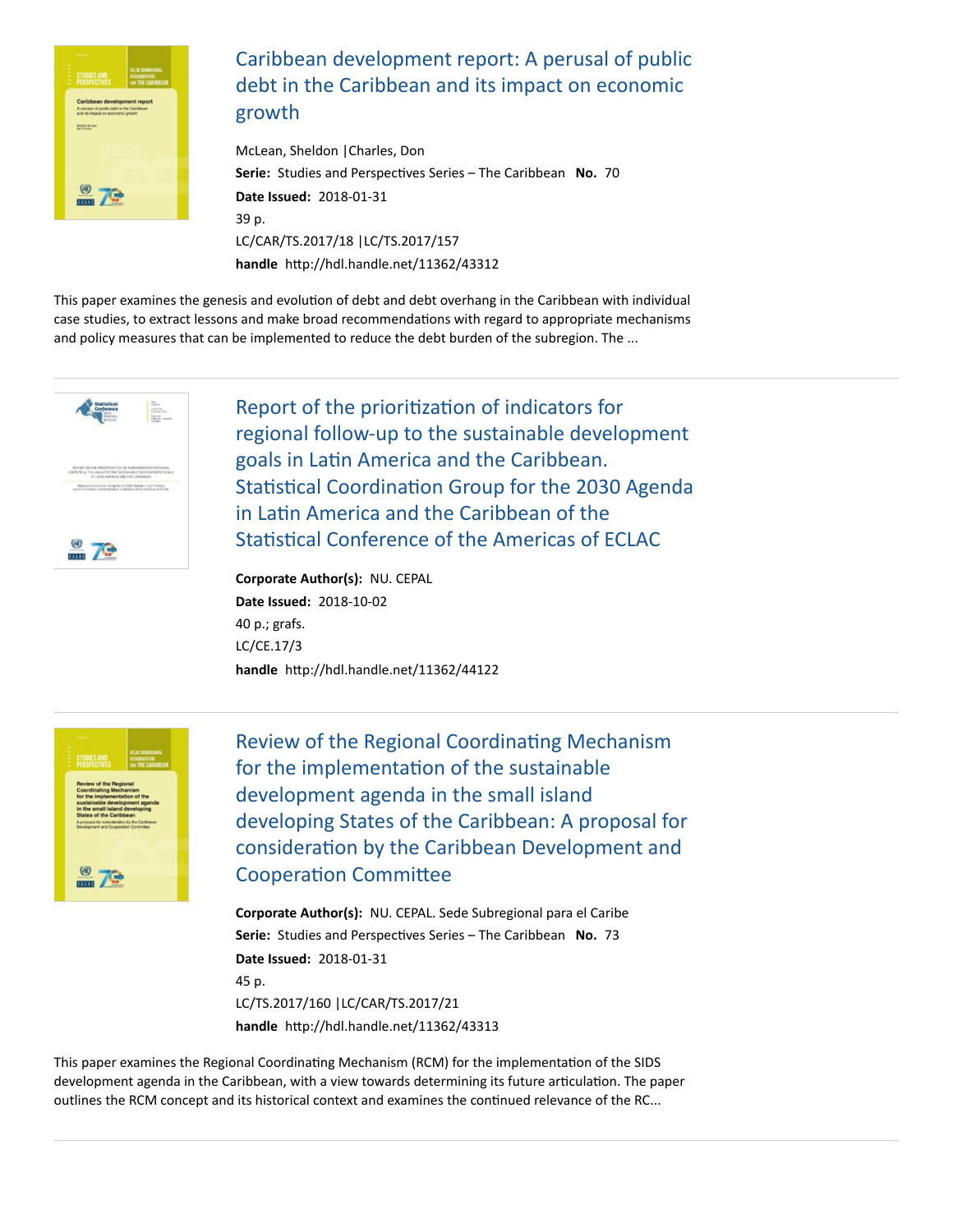## Caribbean development report: A perusal of public debt in the Caribbean and its impact on economic growth

McLean, Sheldon |Charles, Don

**Serie:** Studies and Perspectives Series – The Caribbean **No.** 70

**Date Issued:** 2018-01-31

39 p.

LC/CAR/TS.2017/18 |LC/TS.2017/157

**handle** http://hdl.handle.net/11362/43312

This paper examines the genesis and evolution of debt and debt overhang in the Caribbean with individual case studies, to extract lessons and make broad recommendations with regard to appropriate mechanisms and policy measures that can be implemented to reduce the debt burden of the subregion. The ...

---

## Report of the prioritization of indicators for regional follow-up to the sustainable development goals in Latin America and the Caribbean. Statistical Coordination Group for the 2030 Agenda in Latin America and the Caribbean of the Statistical Conference of the Americas of ECLAC

**Corporate Author(s):** NU. CEPAL

**Date Issued:** 2018-10-02

40 p.; grafs.

LC/CE.17/3

**handle** http://hdl.handle.net/11362/44122

---

## Review of the Regional Coordinating Mechanism for the implementation of the sustainable development agenda in the small island developing States of the Caribbean: A proposal for consideration by the Caribbean Development and Cooperation Committee

**Corporate Author(s):** NU. CEPAL. Sede Subregional para el Caribe

**Serie:** Studies and Perspectives Series – The Caribbean **No.** 73

**Date Issued:** 2018-01-31

45 p.

LC/TS.2017/160 |LC/CAR/TS.2017/21

**handle** http://hdl.handle.net/11362/43313

This paper examines the Regional Coordinating Mechanism (RCM) for the implementation of the SIDS development agenda in the Caribbean, with a view towards determining its future articulation. The paper outlines the RCM concept and its historical context and examines the continued relevance of the RC...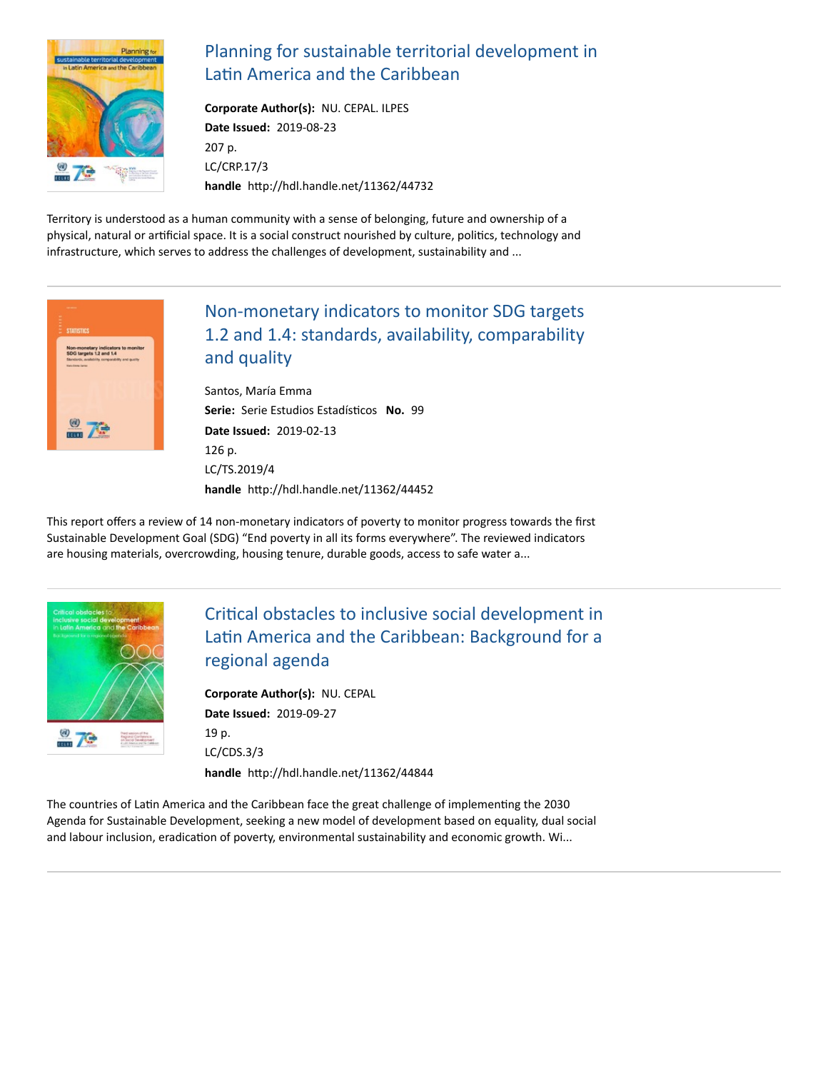## Planning for sustainable territorial development in Latin America and the Caribbean

**Corporate Author(s):** NU. CEPAL. ILPES
**Date Issued:** 2019-08-23
207 p.
LC/CRP.17/3
**handle** http://hdl.handle.net/11362/44732

Territory is understood as a human community with a sense of belonging, future and ownership of a physical, natural or artificial space. It is a social construct nourished by culture, politics, technology and infrastructure, which serves to address the challenges of development, sustainability and ...

---

## Non-monetary indicators to monitor SDG targets 1.2 and 1.4: standards, availability, comparability and quality

Santos, María Emma
**Serie:** Serie Estudios Estadísticos **No.** 99
**Date Issued:** 2019-02-13
126 p.
LC/TS.2019/4
**handle** http://hdl.handle.net/11362/44452

This report offers a review of 14 non-monetary indicators of poverty to monitor progress towards the first Sustainable Development Goal (SDG) "End poverty in all its forms everywhere". The reviewed indicators are housing materials, overcrowding, housing tenure, durable goods, access to safe water a...

---

## Critical obstacles to inclusive social development in Latin America and the Caribbean: Background for a regional agenda

**Corporate Author(s):** NU. CEPAL
**Date Issued:** 2019-09-27
19 p.
LC/CDS.3/3
**handle** http://hdl.handle.net/11362/44844

The countries of Latin America and the Caribbean face the great challenge of implementing the 2030 Agenda for Sustainable Development, seeking a new model of development based on equality, dual social and labour inclusion, eradication of poverty, environmental sustainability and economic growth. Wi...

---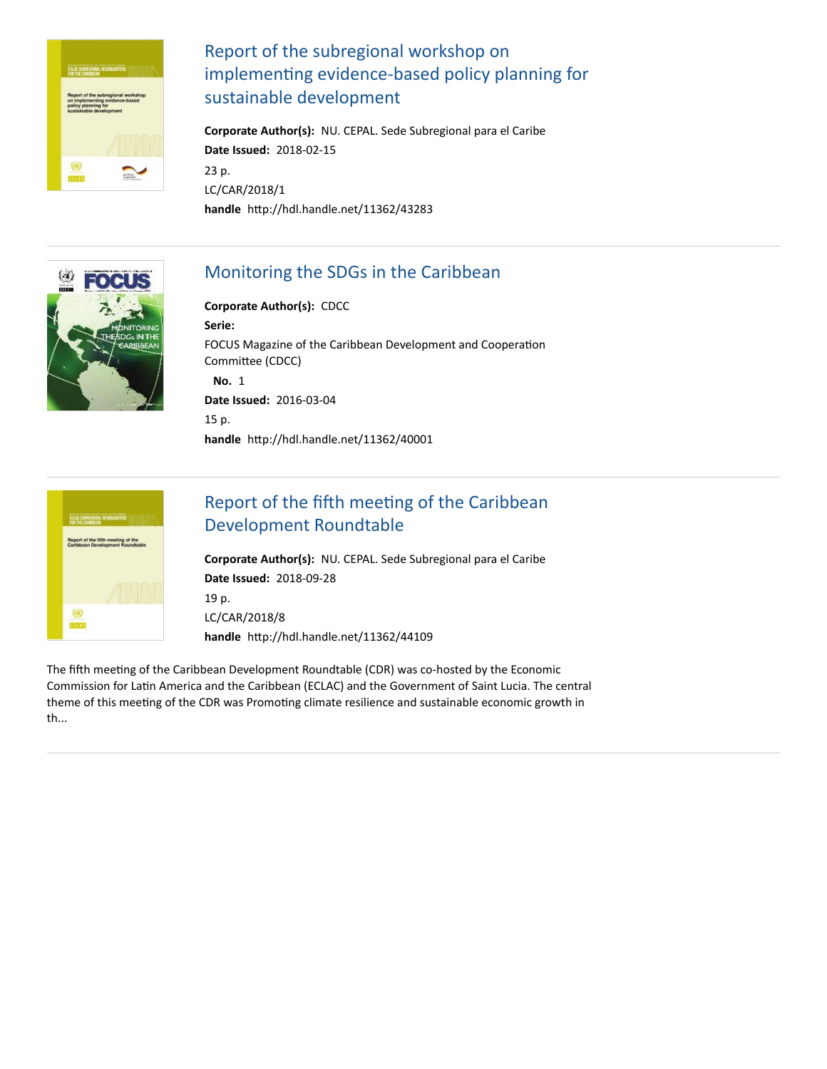## Report of the subregional workshop on implementing evidence-based policy planning for sustainable development

**Corporate Author(s):** NU. CEPAL. Sede Subregional para el Caribe
**Date Issued:** 2018-02-15
23 p.
LC/CAR/2018/1
**handle** http://hdl.handle.net/11362/43283

---

## Monitoring the SDGs in the Caribbean

**Corporate Author(s):** CDCC
**Serie:**
FOCUS Magazine of the Caribbean Development and Cooperation Committee (CDCC)
**No.** 1
**Date Issued:** 2016-03-04
15 p.
**handle** http://hdl.handle.net/11362/40001

---

## Report of the fifth meeting of the Caribbean Development Roundtable

**Corporate Author(s):** NU. CEPAL. Sede Subregional para el Caribe
**Date Issued:** 2018-09-28
19 p.
LC/CAR/2018/8
**handle** http://hdl.handle.net/11362/44109

The fifth meeting of the Caribbean Development Roundtable (CDR) was co-hosted by the Economic Commission for Latin America and the Caribbean (ECLAC) and the Government of Saint Lucia. The central theme of this meeting of the CDR was Promoting climate resilience and sustainable economic growth in th...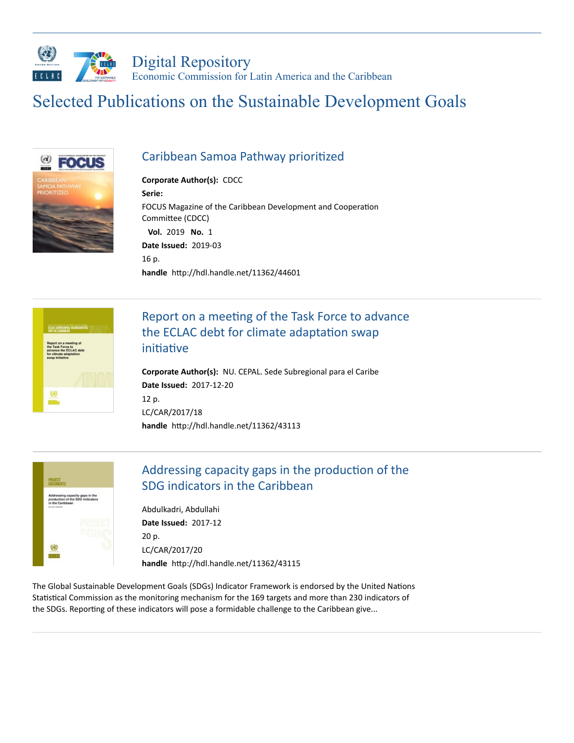# Selected Publications on the Sustainable Development Goals

## Caribbean Samoa Pathway prioritized

**Corporate Author(s):** CDCC

**Serie:**

FOCUS Magazine of the Caribbean Development and Cooperation Committee (CDCC)

**Vol.** 2019 **No.** 1

**Date Issued:** 2019-03

16 p.

**handle** http://hdl.handle.net/11362/44601

---

## Report on a meeting of the Task Force to advance the ECLAC debt for climate adaptation swap initiative

**Corporate Author(s):** NU. CEPAL. Sede Subregional para el Caribe

**Date Issued:** 2017-12-20

12 p.

LC/CAR/2017/18

**handle** http://hdl.handle.net/11362/43113

---

## Addressing capacity gaps in the production of the SDG indicators in the Caribbean

Abdulkadri, Abdullahi

**Date Issued:** 2017-12

20 p.

LC/CAR/2017/20

**handle** http://hdl.handle.net/11362/43115

The Global Sustainable Development Goals (SDGs) Indicator Framework is endorsed by the United Nations Statistical Commission as the monitoring mechanism for the 169 targets and more than 230 indicators of the SDGs. Reporting of these indicators will pose a formidable challenge to the Caribbean give...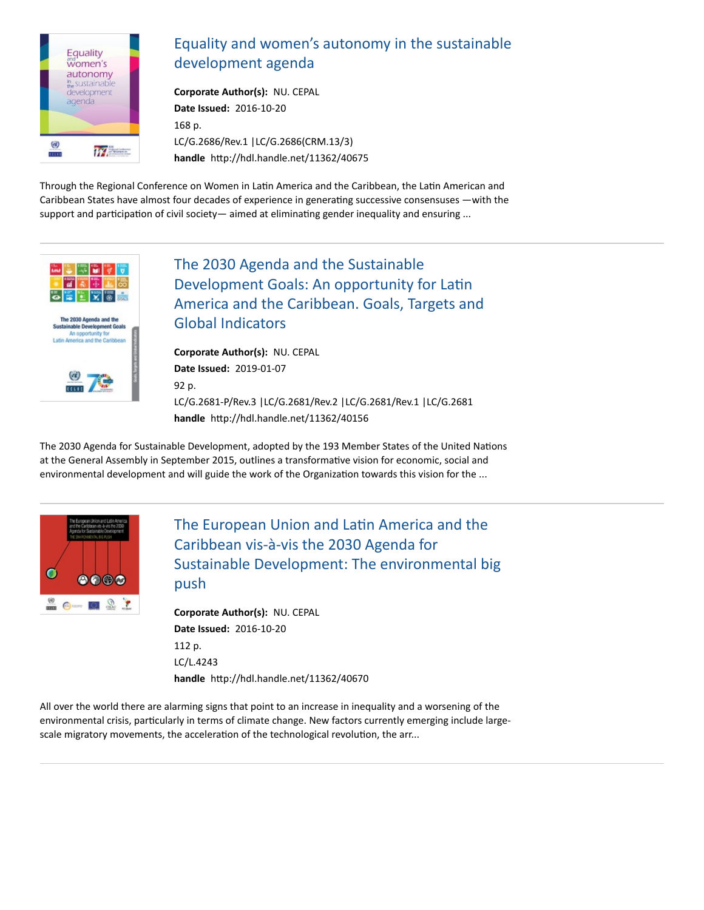## Equality and women's autonomy in the sustainable development agenda

**Corporate Author(s):** NU. CEPAL
**Date Issued:** 2016-10-20
168 p.
LC/G.2686/Rev.1 |LC/G.2686(CRM.13/3)
**handle** http://hdl.handle.net/11362/40675

Through the Regional Conference on Women in Latin America and the Caribbean, the Latin American and Caribbean States have almost four decades of experience in generating successive consensuses —with the support and participation of civil society— aimed at eliminating gender inequality and ensuring ...

---

## The 2030 Agenda and the Sustainable Development Goals: An opportunity for Latin America and the Caribbean. Goals, Targets and Global Indicators

**Corporate Author(s):** NU. CEPAL
**Date Issued:** 2019-01-07
92 p.
LC/G.2681-P/Rev.3 |LC/G.2681/Rev.2 |LC/G.2681/Rev.1 |LC/G.2681
**handle** http://hdl.handle.net/11362/40156

The 2030 Agenda for Sustainable Development, adopted by the 193 Member States of the United Nations at the General Assembly in September 2015, outlines a transformative vision for economic, social and environmental development and will guide the work of the Organization towards this vision for the ...

---

## The European Union and Latin America and the Caribbean vis-à-vis the 2030 Agenda for Sustainable Development: The environmental big push

**Corporate Author(s):** NU. CEPAL
**Date Issued:** 2016-10-20
112 p.
LC/L.4243
**handle** http://hdl.handle.net/11362/40670

All over the world there are alarming signs that point to an increase in inequality and a worsening of the environmental crisis, particularly in terms of climate change. New factors currently emerging include large-scale migratory movements, the acceleration of the technological revolution, the arr...

---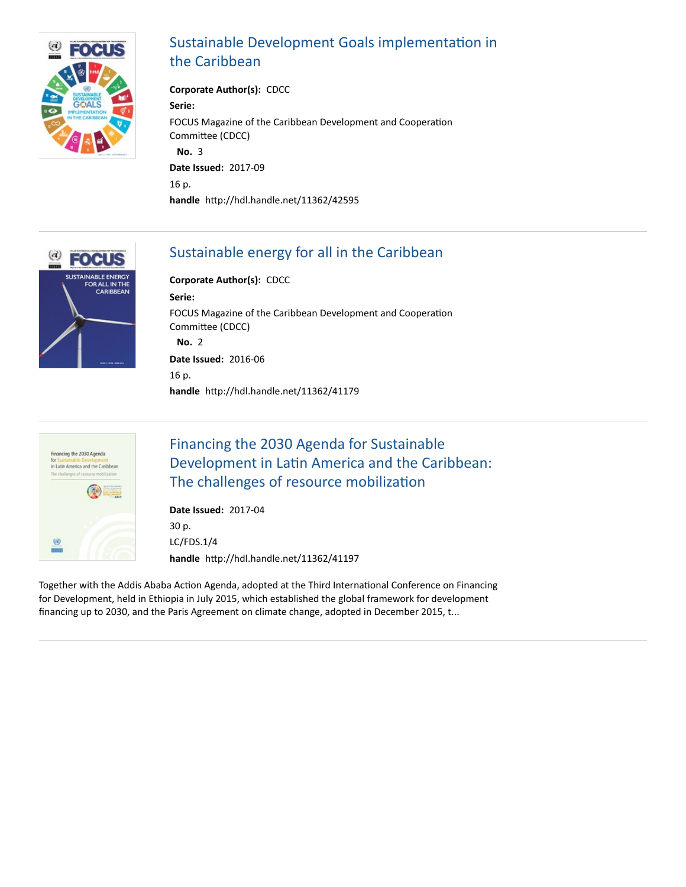## Sustainable Development Goals implementation in the Caribbean

**Corporate Author(s):** CDCC

**Serie:**

FOCUS Magazine of the Caribbean Development and Cooperation Committee (CDCC)

**No.** 3

**Date Issued:** 2017-09

16 p.

**handle** http://hdl.handle.net/11362/42595

---

## Sustainable energy for all in the Caribbean

**Corporate Author(s):** CDCC

**Serie:**

FOCUS Magazine of the Caribbean Development and Cooperation Committee (CDCC)

**No.** 2

**Date Issued:** 2016-06

16 p.

**handle** http://hdl.handle.net/11362/41179

---

## Financing the 2030 Agenda for Sustainable Development in Latin America and the Caribbean: The challenges of resource mobilization

**Date Issued:** 2017-04

30 p.

LC/FDS.1/4

**handle** http://hdl.handle.net/11362/41197

Together with the Addis Ababa Action Agenda, adopted at the Third International Conference on Financing for Development, held in Ethiopia in July 2015, which established the global framework for development financing up to 2030, and the Paris Agreement on climate change, adopted in December 2015, t...

---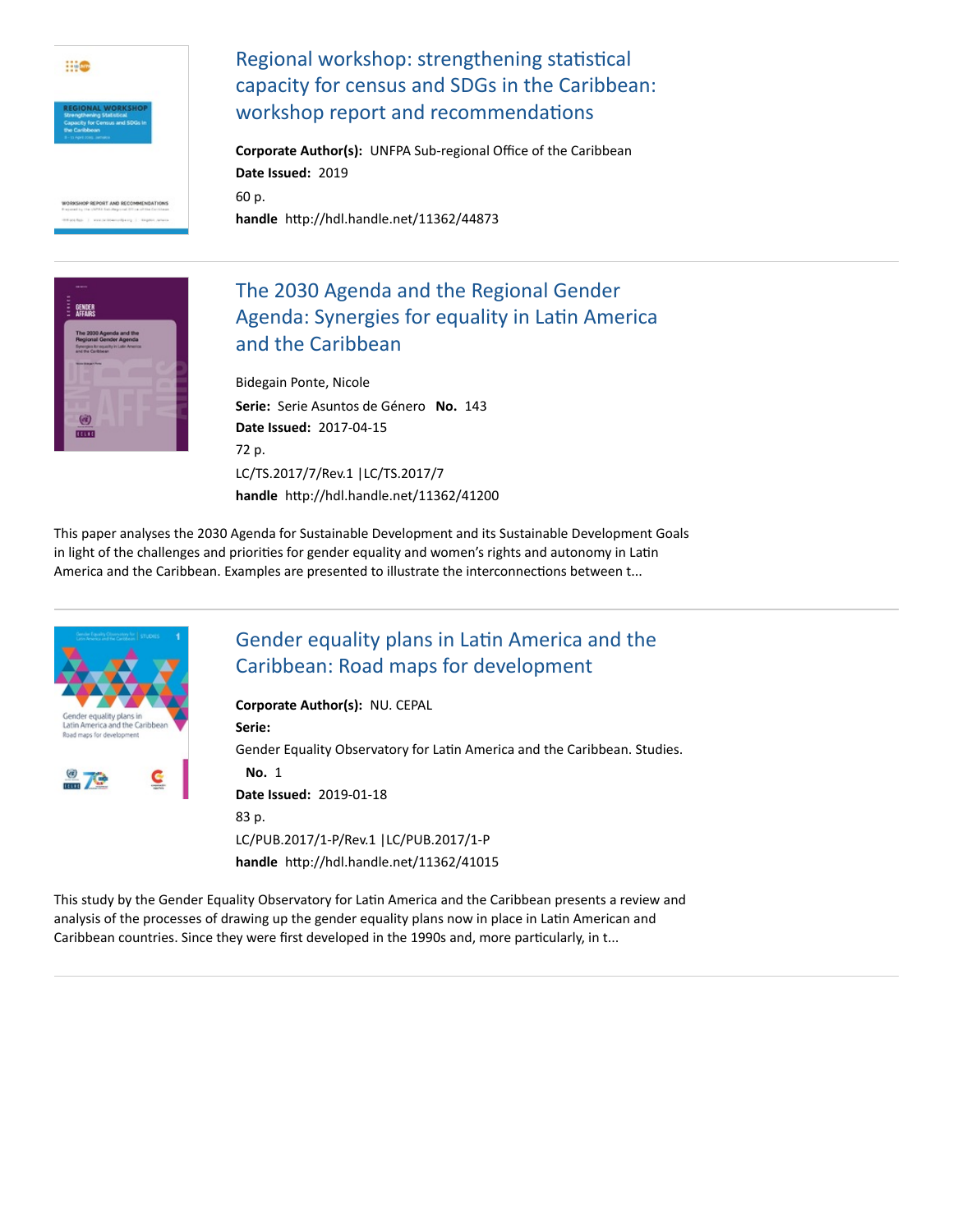## Regional workshop: strengthening statistical capacity for census and SDGs in the Caribbean: workshop report and recommendations

**Corporate Author(s):** UNFPA Sub-regional Office of the Caribbean

**Date Issued:** 2019

60 p.

**handle** http://hdl.handle.net/11362/44873

---

## The 2030 Agenda and the Regional Gender Agenda: Synergies for equality in Latin America and the Caribbean

Bidegain Ponte, Nicole

**Serie:** Serie Asuntos de Género **No.** 143

**Date Issued:** 2017-04-15

72 p.

LC/TS.2017/7/Rev.1 |LC/TS.2017/7

**handle** http://hdl.handle.net/11362/41200

This paper analyses the 2030 Agenda for Sustainable Development and its Sustainable Development Goals in light of the challenges and priorities for gender equality and women's rights and autonomy in Latin America and the Caribbean. Examples are presented to illustrate the interconnections between t...

---

## Gender equality plans in Latin America and the Caribbean: Road maps for development

**Corporate Author(s):** NU. CEPAL

**Serie:**

Gender Equality Observatory for Latin America and the Caribbean. Studies.

**No.** 1

**Date Issued:** 2019-01-18

83 p.

LC/PUB.2017/1-P/Rev.1 |LC/PUB.2017/1-P

**handle** http://hdl.handle.net/11362/41015

This study by the Gender Equality Observatory for Latin America and the Caribbean presents a review and analysis of the processes of drawing up the gender equality plans now in place in Latin American and Caribbean countries. Since they were first developed in the 1990s and, more particularly, in t...